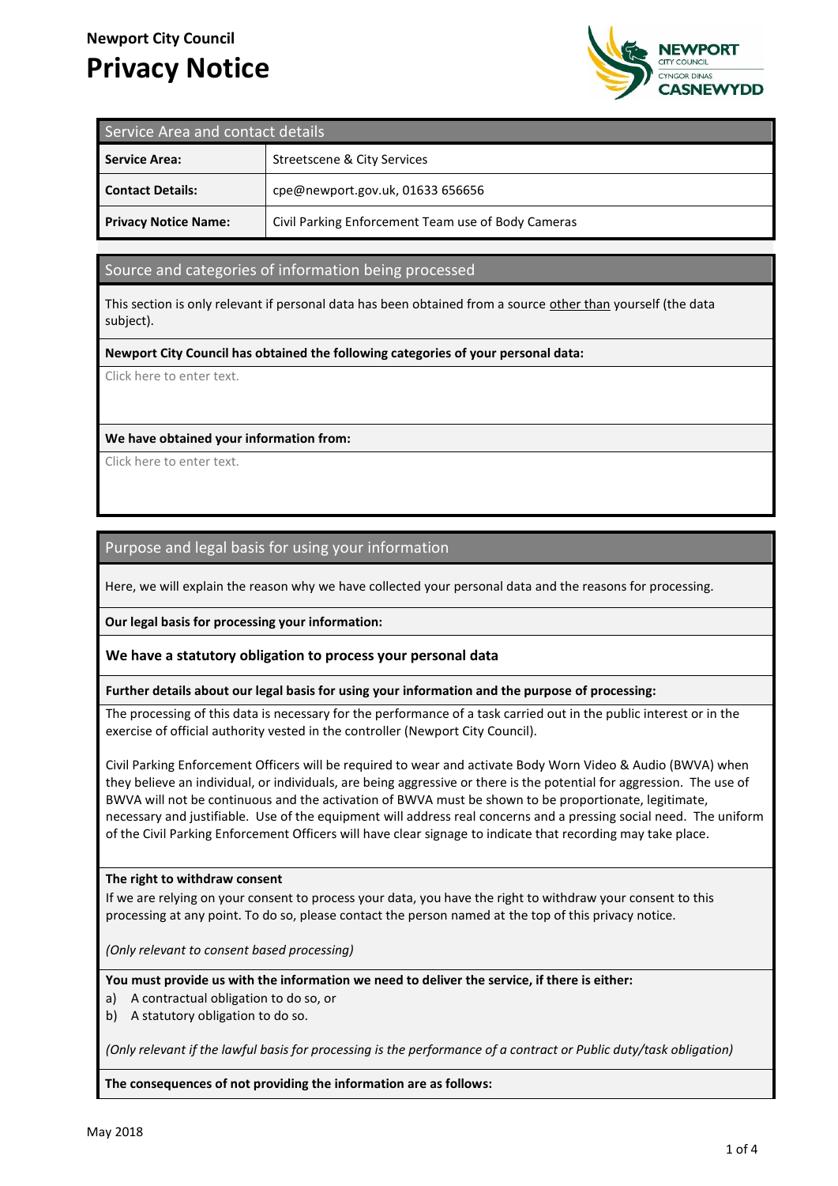**Newport City Council**

# Privacy Notice

## Service Area and contact details

| | |
|---|---|
| **Service Area:** | Streetscene & City Services |
| **Contact Details:** | cpe@newport.gov.uk, 01633 656656 |
| **Privacy Notice Name:** | Civil Parking Enforcement Team use of Body Cameras |

## Source and categories of information being processed

This section is only relevant if personal data has been obtained from a source other than yourself (the data subject).

**Newport City Council has obtained the following categories of your personal data:**

Click here to enter text.

**We have obtained your information from:**

Click here to enter text.

## Purpose and legal basis for using your information

Here, we will explain the reason why we have collected your personal data and the reasons for processing.

**Our legal basis for processing your information:**

**We have a statutory obligation to process your personal data**

**Further details about our legal basis for using your information and the purpose of processing:**

The processing of this data is necessary for the performance of a task carried out in the public interest or in the exercise of official authority vested in the controller (Newport City Council).

Civil Parking Enforcement Officers will be required to wear and activate Body Worn Video & Audio (BWVA) when they believe an individual, or individuals, are being aggressive or there is the potential for aggression. The use of BWVA will not be continuous and the activation of BWVA must be shown to be proportionate, legitimate, necessary and justifiable. Use of the equipment will address real concerns and a pressing social need. The uniform of the Civil Parking Enforcement Officers will have clear signage to indicate that recording may take place.

**The right to withdraw consent**

If we are relying on your consent to process your data, you have the right to withdraw your consent to this processing at any point. To do so, please contact the person named at the top of this privacy notice.

*(Only relevant to consent based processing)*

**You must provide us with the information we need to deliver the service, if there is either:**

a) A contractual obligation to do so, or
b) A statutory obligation to do so.

*(Only relevant if the lawful basis for processing is the performance of a contract or Public duty/task obligation)*

**The consequences of not providing the information are as follows:**

May 2018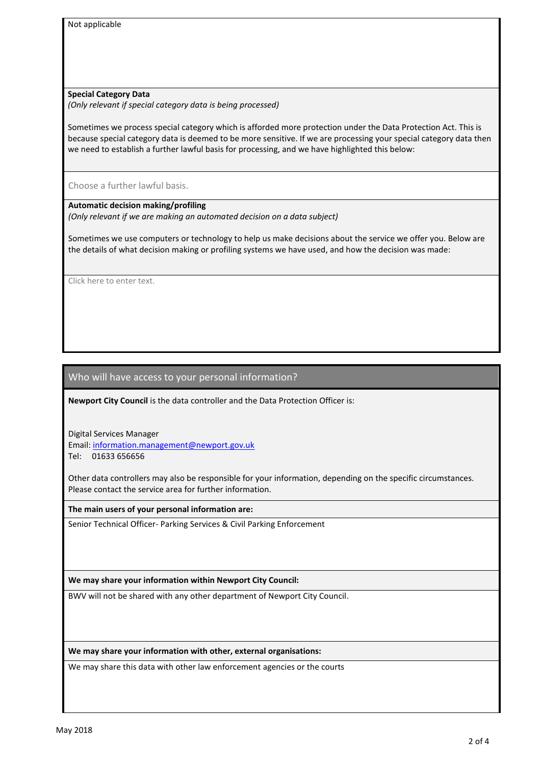Not applicable

**Special Category Data**
*(Only relevant if special category data is being processed)*

Sometimes we process special category which is afforded more protection under the Data Protection Act. This is because special category data is deemed to be more sensitive. If we are processing your special category data then we need to establish a further lawful basis for processing, and we have highlighted this below:

Choose a further lawful basis.

**Automatic decision making/profiling**
*(Only relevant if we are making an automated decision on a data subject)*

Sometimes we use computers or technology to help us make decisions about the service we offer you. Below are the details of what decision making or profiling systems we have used, and how the decision was made:

Click here to enter text.

## Who will have access to your personal information?

**Newport City Council** is the data controller and the Data Protection Officer is:

Digital Services Manager
Email: information.management@newport.gov.uk
Tel: 01633 656656

Other data controllers may also be responsible for your information, depending on the specific circumstances. Please contact the service area for further information.

**The main users of your personal information are:**

Senior Technical Officer- Parking Services & Civil Parking Enforcement

**We may share your information within Newport City Council:**

BWV will not be shared with any other department of Newport City Council.

**We may share your information with other, external organisations:**

We may share this data with other law enforcement agencies or the courts

May 2018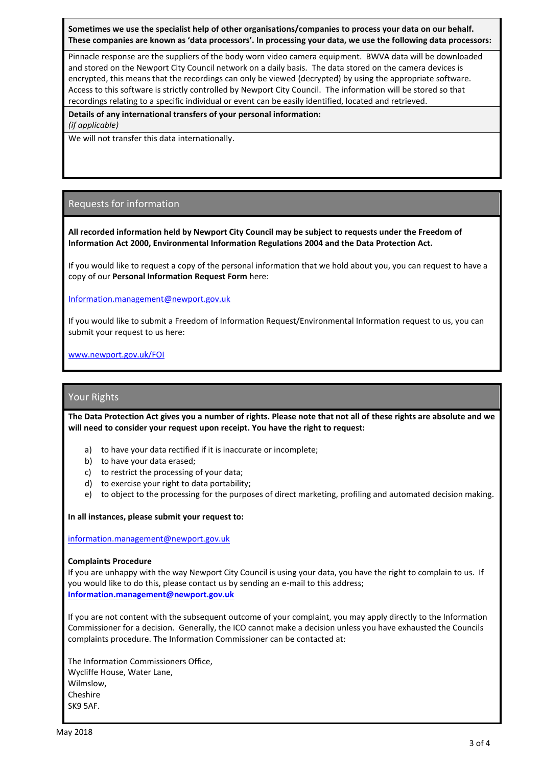**Sometimes we use the specialist help of other organisations/companies to process your data on our behalf. These companies are known as 'data processors'. In processing your data, we use the following data processors:**

Pinnacle response are the suppliers of the body worn video camera equipment. BWVA data will be downloaded and stored on the Newport City Council network on a daily basis. The data stored on the camera devices is encrypted, this means that the recordings can only be viewed (decrypted) by using the appropriate software. Access to this software is strictly controlled by Newport City Council. The information will be stored so that recordings relating to a specific individual or event can be easily identified, located and retrieved.

**Details of any international transfers of your personal information:**
*(if applicable)*

We will not transfer this data internationally.

## Requests for information

**All recorded information held by Newport City Council may be subject to requests under the Freedom of Information Act 2000, Environmental Information Regulations 2004 and the Data Protection Act.**

If you would like to request a copy of the personal information that we hold about you, you can request to have a copy of our **Personal Information Request Form** here:

Information.management@newport.gov.uk

If you would like to submit a Freedom of Information Request/Environmental Information request to us, you can submit your request to us here:

www.newport.gov.uk/FOI

## Your Rights

**The Data Protection Act gives you a number of rights. Please note that not all of these rights are absolute and we will need to consider your request upon receipt. You have the right to request:**

a) to have your data rectified if it is inaccurate or incomplete;
b) to have your data erased;
c) to restrict the processing of your data;
d) to exercise your right to data portability;
e) to object to the processing for the purposes of direct marketing, profiling and automated decision making.

**In all instances, please submit your request to:**

information.management@newport.gov.uk

**Complaints Procedure**

If you are unhappy with the way Newport City Council is using your data, you have the right to complain to us. If you would like to do this, please contact us by sending an e-mail to this address;
**Information.management@newport.gov.uk**

If you are not content with the subsequent outcome of your complaint, you may apply directly to the Information Commissioner for a decision. Generally, the ICO cannot make a decision unless you have exhausted the Councils complaints procedure. The Information Commissioner can be contacted at:

The Information Commissioners Office,
Wycliffe House, Water Lane,
Wilmslow,
Cheshire
SK9 5AF.

May 2018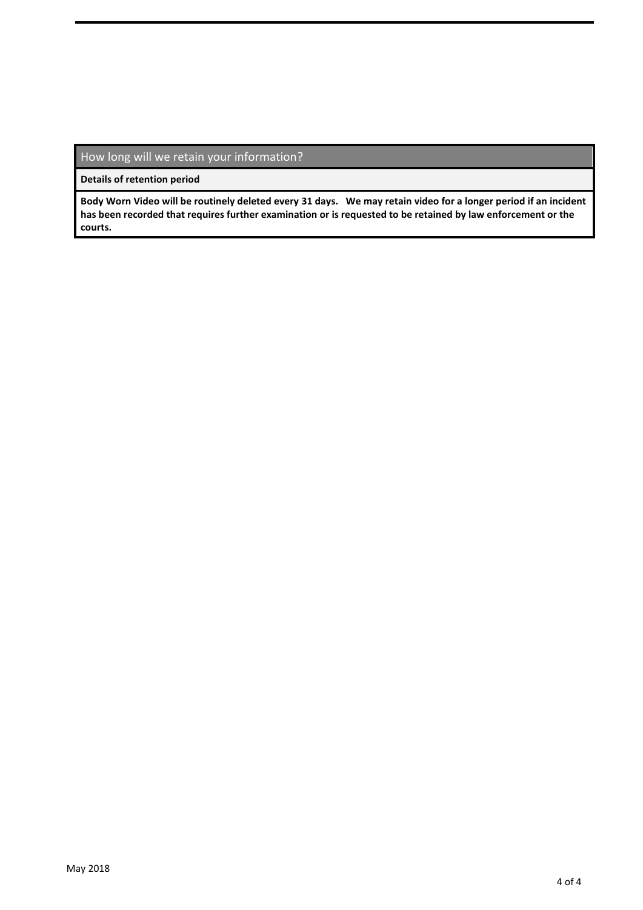## How long will we retain your information?

**Details of retention period**

**Body Worn Video will be routinely deleted every 31 days. We may retain video for a longer period if an incident has been recorded that requires further examination or is requested to be retained by law enforcement or the courts.**

May 2018